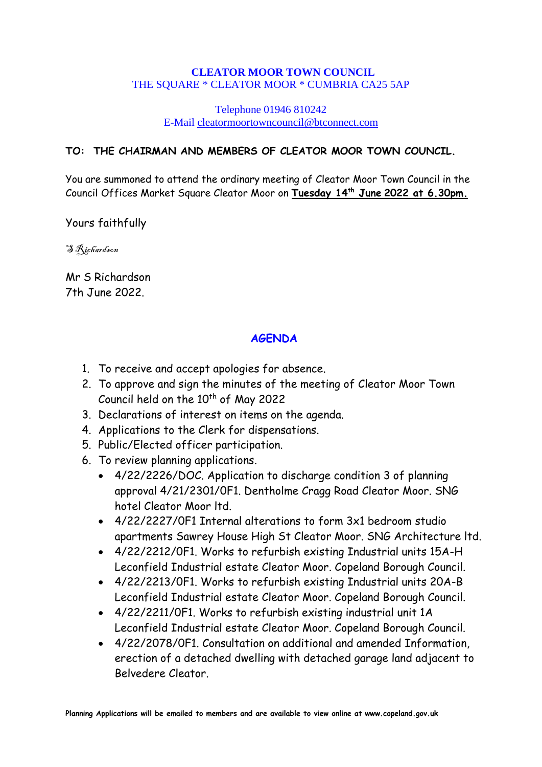**CLEATOR MOOR TOWN COUNCIL**
THE SQUARE * CLEATOR MOOR * CUMBRIA CA25 5AP

Telephone 01946 810242
E-Mail cleatormoortowncouncil@btconnect.com

**TO: THE CHAIRMAN AND MEMBERS OF CLEATOR MOOR TOWN COUNCIL.**

You are summoned to attend the ordinary meeting of Cleator Moor Town Council in the Council Offices Market Square Cleator Moor on **Tuesday 14th June 2022 at 6.30pm.**

Yours faithfully

*S Richardson*

Mr S Richardson
7th June 2022.

## AGENDA

1. To receive and accept apologies for absence.
2. To approve and sign the minutes of the meeting of Cleator Moor Town Council held on the 10th of May 2022
3. Declarations of interest on items on the agenda.
4. Applications to the Clerk for dispensations.
5. Public/Elected officer participation.
6. To review planning applications.
   - 4/22/2226/DOC. Application to discharge condition 3 of planning approval 4/21/2301/0F1. Dentholme Cragg Road Cleator Moor. SNG hotel Cleator Moor ltd.
   - 4/22/2227/0F1 Internal alterations to form 3x1 bedroom studio apartments Sawrey House High St Cleator Moor. SNG Architecture ltd.
   - 4/22/2212/0F1. Works to refurbish existing Industrial units 15A-H Leconfield Industrial estate Cleator Moor. Copeland Borough Council.
   - 4/22/2213/0F1. Works to refurbish existing Industrial units 20A-B Leconfield Industrial estate Cleator Moor. Copeland Borough Council.
   - 4/22/2211/0F1. Works to refurbish existing industrial unit 1A Leconfield Industrial estate Cleator Moor. Copeland Borough Council.
   - 4/22/2078/0F1. Consultation on additional and amended Information, erection of a detached dwelling with detached garage land adjacent to Belvedere Cleator.

**Planning Applications will be emailed to members and are available to view online at www.copeland.gov.uk**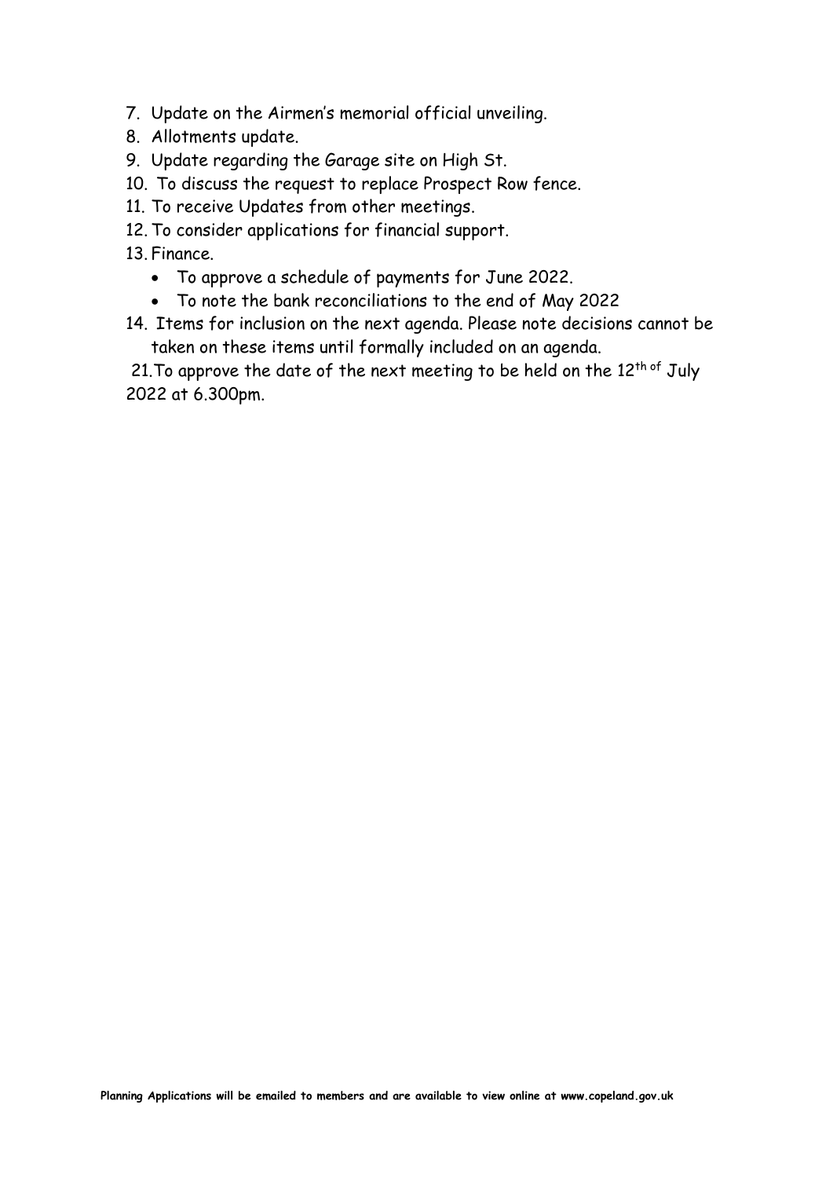7. Update on the Airmen's memorial official unveiling.
8. Allotments update.
9. Update regarding the Garage site on High St.
10. To discuss the request to replace Prospect Row fence.
11. To receive Updates from other meetings.
12. To consider applications for financial support.
13. Finance.
    - To approve a schedule of payments for June 2022.
    - To note the bank reconciliations to the end of May 2022
14. Items for inclusion on the next agenda. Please note decisions cannot be taken on these items until formally included on an agenda.

21.To approve the date of the next meeting to be held on the 12th of July 2022 at 6.300pm.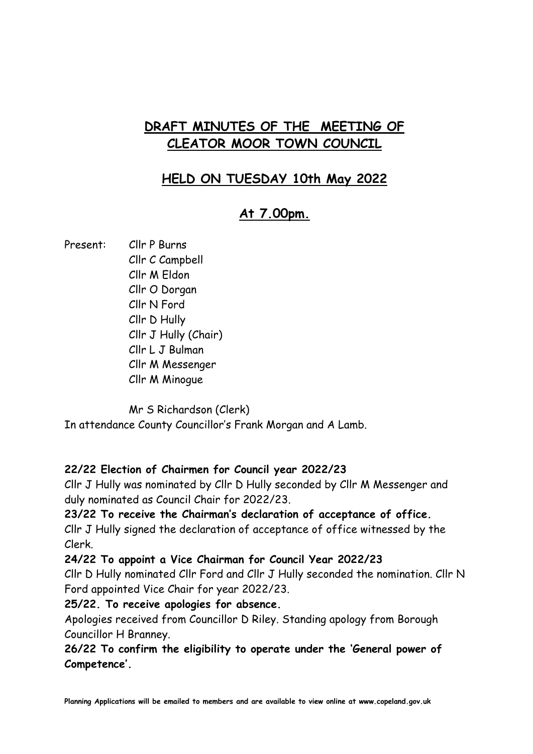# DRAFT MINUTES OF THE MEETING OF CLEATOR MOOR TOWN COUNCIL

## HELD ON TUESDAY 10th May 2022

## At 7.00pm.

Present: Cllr P Burns
Cllr C Campbell
Cllr M Eldon
Cllr O Dorgan
Cllr N Ford
Cllr D Hully
Cllr J Hully (Chair)
Cllr L J Bulman
Cllr M Messenger
Cllr M Minogue

Mr S Richardson (Clerk)
In attendance County Councillor's Frank Morgan and A Lamb.

**22/22 Election of Chairmen for Council year 2022/23**

Cllr J Hully was nominated by Cllr D Hully seconded by Cllr M Messenger and duly nominated as Council Chair for 2022/23.

**23/22 To receive the Chairman's declaration of acceptance of office.**

Cllr J Hully signed the declaration of acceptance of office witnessed by the Clerk.

**24/22 To appoint a Vice Chairman for Council Year 2022/23**

Cllr D Hully nominated Cllr Ford and Cllr J Hully seconded the nomination. Cllr N Ford appointed Vice Chair for year 2022/23.

**25/22. To receive apologies for absence.**

Apologies received from Councillor D Riley. Standing apology from Borough Councillor H Branney.

**26/22 To confirm the eligibility to operate under the 'General power of Competence'.**

Planning Applications will be emailed to members and are available to view online at www.copeland.gov.uk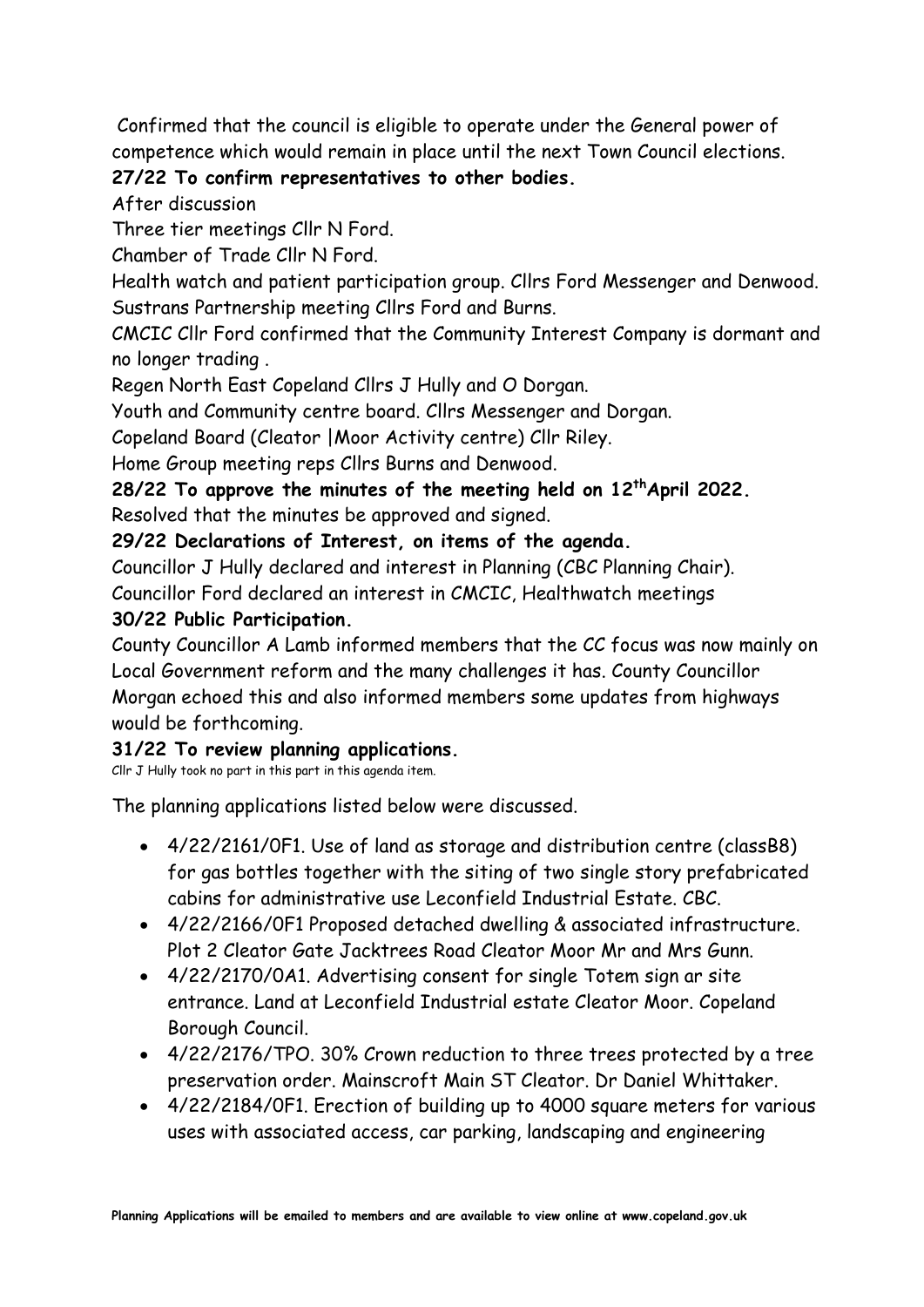Confirmed that the council is eligible to operate under the General power of competence which would remain in place until the next Town Council elections.

**27/22 To confirm representatives to other bodies.**

After discussion

Three tier meetings Cllr N Ford.

Chamber of Trade Cllr N Ford.

Health watch and patient participation group. Cllrs Ford Messenger and Denwood.

Sustrans Partnership meeting Cllrs Ford and Burns.

CMCIC Cllr Ford confirmed that the Community Interest Company is dormant and no longer trading .

Regen North East Copeland Cllrs J Hully and O Dorgan.

Youth and Community centre board. Cllrs Messenger and Dorgan.

Copeland Board (Cleator |Moor Activity centre) Cllr Riley.

Home Group meeting reps Cllrs Burns and Denwood.

**28/22 To approve the minutes of the meeting held on 12th April 2022.**

Resolved that the minutes be approved and signed.

**29/22 Declarations of Interest, on items of the agenda.**

Councillor J Hully declared and interest in Planning (CBC Planning Chair).

Councillor Ford declared an interest in CMCIC, Healthwatch meetings

**30/22 Public Participation.**

County Councillor A Lamb informed members that the CC focus was now mainly on Local Government reform and the many challenges it has. County Councillor Morgan echoed this and also informed members some updates from highways would be forthcoming.

**31/22 To review planning applications.**

Cllr J Hully took no part in this part in this agenda item.

The planning applications listed below were discussed.

- 4/22/2161/0F1. Use of land as storage and distribution centre (classB8) for gas bottles together with the siting of two single story prefabricated cabins for administrative use Leconfield Industrial Estate. CBC.
- 4/22/2166/0F1 Proposed detached dwelling & associated infrastructure. Plot 2 Cleator Gate Jacktrees Road Cleator Moor Mr and Mrs Gunn.
- 4/22/2170/0A1. Advertising consent for single Totem sign ar site entrance. Land at Leconfield Industrial estate Cleator Moor. Copeland Borough Council.
- 4/22/2176/TPO. 30% Crown reduction to three trees protected by a tree preservation order. Mainscroft Main ST Cleator. Dr Daniel Whittaker.
- 4/22/2184/0F1. Erection of building up to 4000 square meters for various uses with associated access, car parking, landscaping and engineering

**Planning Applications will be emailed to members and are available to view online at www.copeland.gov.uk**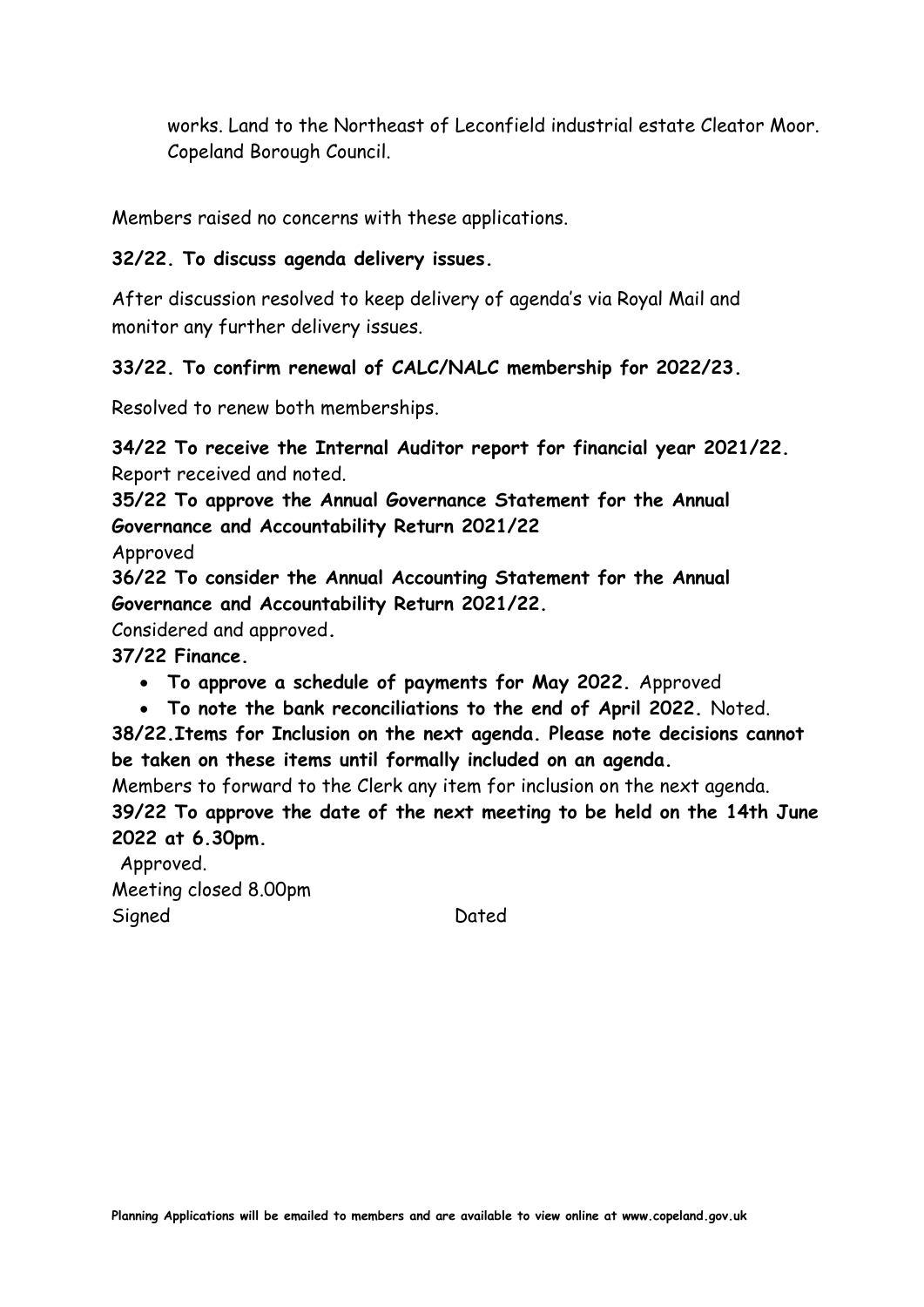works. Land to the Northeast of Leconfield industrial estate Cleator Moor. Copeland Borough Council.

Members raised no concerns with these applications.

**32/22. To discuss agenda delivery issues.**

After discussion resolved to keep delivery of agenda's via Royal Mail and monitor any further delivery issues.

**33/22. To confirm renewal of CALC/NALC membership for 2022/23.**

Resolved to renew both memberships.

**34/22 To receive the Internal Auditor report for financial year 2021/22.**
Report received and noted.

**35/22 To approve the Annual Governance Statement for the Annual Governance and Accountability Return 2021/22**
Approved

**36/22 To consider the Annual Accounting Statement for the Annual Governance and Accountability Return 2021/22.**
Considered and approved.

**37/22 Finance.**

- **To approve a schedule of payments for May 2022.** Approved
- **To note the bank reconciliations to the end of April 2022.** Noted.

**38/22.Items for Inclusion on the next agenda. Please note decisions cannot be taken on these items until formally included on an agenda.**
Members to forward to the Clerk any item for inclusion on the next agenda.

**39/22 To approve the date of the next meeting to be held on the 14th June 2022 at 6.30pm.**
Approved.

Meeting closed 8.00pm

Signed Dated

**Planning Applications will be emailed to members and are available to view online at www.copeland.gov.uk**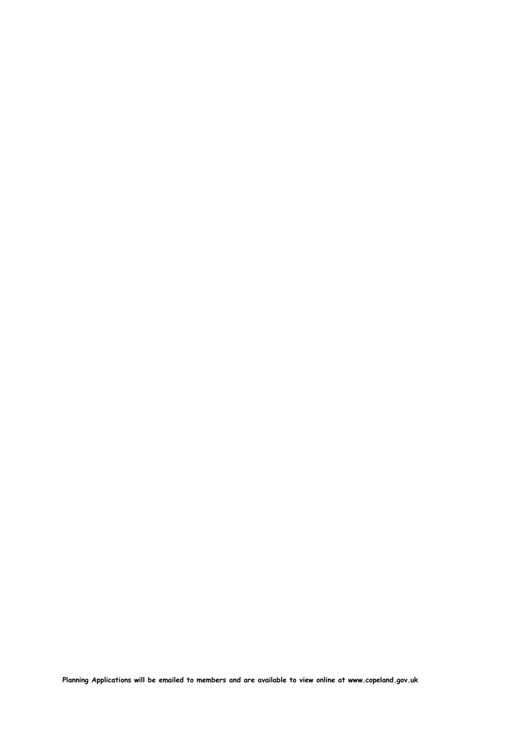**Planning Applications will be emailed to members and are available to view online at www.copeland.gov.uk**